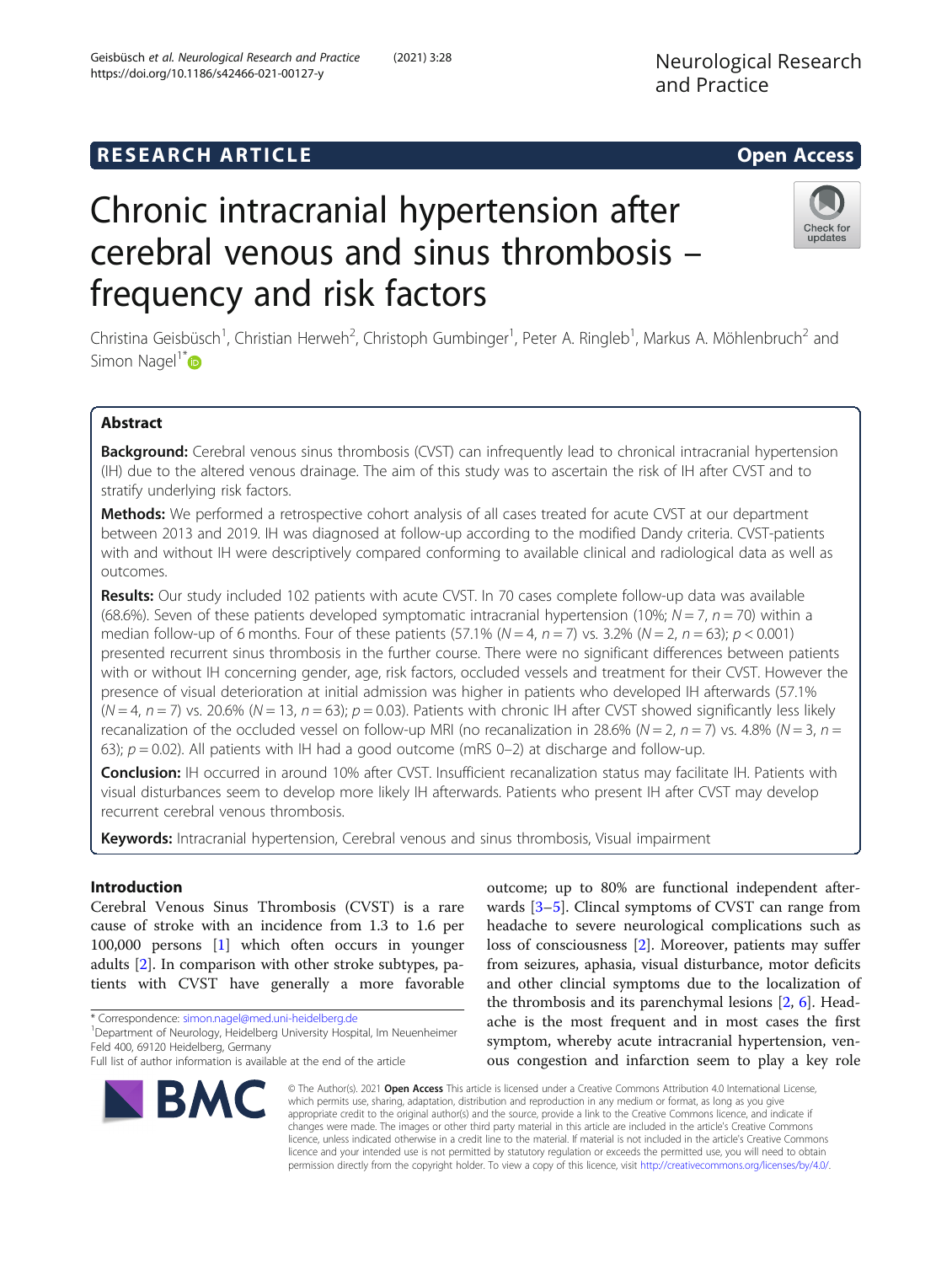RESEARCH ARTICLE

Open Access

# Chronic intracranial hypertension after cerebral venous and sinus thrombosis – frequency and risk factors

Christina Geisbüsch[1], Christian Herweh[2], Christoph Gumbinger[1], Peter A. Ringleb[1], Markus A. Möhlenbruch[2] and Simon Nagel[1*]

## Abstract

**Background:** Cerebral venous sinus thrombosis (CVST) can infrequently lead to chronical intracranial hypertension (IH) due to the altered venous drainage. The aim of this study was to ascertain the risk of IH after CVST and to stratify underlying risk factors.

**Methods:** We performed a retrospective cohort analysis of all cases treated for acute CVST at our department between 2013 and 2019. IH was diagnosed at follow-up according to the modified Dandy criteria. CVST-patients with and without IH were descriptively compared conforming to available clinical and radiological data as well as outcomes.

**Results:** Our study included 102 patients with acute CVST. In 70 cases complete follow-up data was available (68.6%). Seven of these patients developed symptomatic intracranial hypertension (10%; $N = 7$, $n = 70$) within a median follow-up of 6 months. Four of these patients (57.1% ($N = 4$, $n = 7$) vs. 3.2% ($N = 2$, $n = 63$); $p < 0.001$) presented recurrent sinus thrombosis in the further course. There were no significant differences between patients with or without IH concerning gender, age, risk factors, occluded vessels and treatment for their CVST. However the presence of visual deterioration at initial admission was higher in patients who developed IH afterwards (57.1% ($N = 4$, $n = 7$) vs. 20.6% ($N = 13$, $n = 63$); $p = 0.03$). Patients with chronic IH after CVST showed significantly less likely recanalization of the occluded vessel on follow-up MRI (no recanalization in 28.6% ($N = 2$, $n = 7$) vs. 4.8% ($N = 3$, $n = 63$); $p = 0.02$). All patients with IH had a good outcome (mRS 0–2) at discharge and follow-up.

**Conclusion:** IH occurred in around 10% after CVST. Insufficient recanalization status may facilitate IH. Patients with visual disturbances seem to develop more likely IH afterwards. Patients who present IH after CVST may develop recurrent cerebral venous thrombosis.

**Keywords:** Intracranial hypertension, Cerebral venous and sinus thrombosis, Visual impairment

## Introduction

Cerebral Venous Sinus Thrombosis (CVST) is a rare cause of stroke with an incidence from 1.3 to 1.6 per 100,000 persons [1] which often occurs in younger adults [2]. In comparison with other stroke subtypes, patients with CVST have generally a more favorable outcome; up to 80% are functional independent afterwards [3–5]. Clincal symptoms of CVST can range from headache to severe neurological complications such as loss of consciousness [2]. Moreover, patients may suffer from seizures, aphasia, visual disturbance, motor deficits and other clincial symptoms due to the localization of the thrombosis and its parenchymal lesions [2, 6]. Headache is the most frequent and in most cases the first symptom, whereby acute intracranial hypertension, venous congestion and infarction seem to play a key role

* Correspondence: simon.nagel@med.uni-heidelberg.de
[1]Department of Neurology, Heidelberg University Hospital, Im Neuenheimer Feld 400, 69120 Heidelberg, Germany
Full list of author information is available at the end of the article

© The Author(s). 2021 **Open Access** This article is licensed under a Creative Commons Attribution 4.0 International License, which permits use, sharing, adaptation, distribution and reproduction in any medium or format, as long as you give appropriate credit to the original author(s) and the source, provide a link to the Creative Commons licence, and indicate if changes were made. The images or other third party material in this article are included in the article's Creative Commons licence, unless indicated otherwise in a credit line to the material. If material is not included in the article's Creative Commons licence and your intended use is not permitted by statutory regulation or exceeds the permitted use, you will need to obtain permission directly from the copyright holder. To view a copy of this licence, visit http://creativecommons.org/licenses/by/4.0/.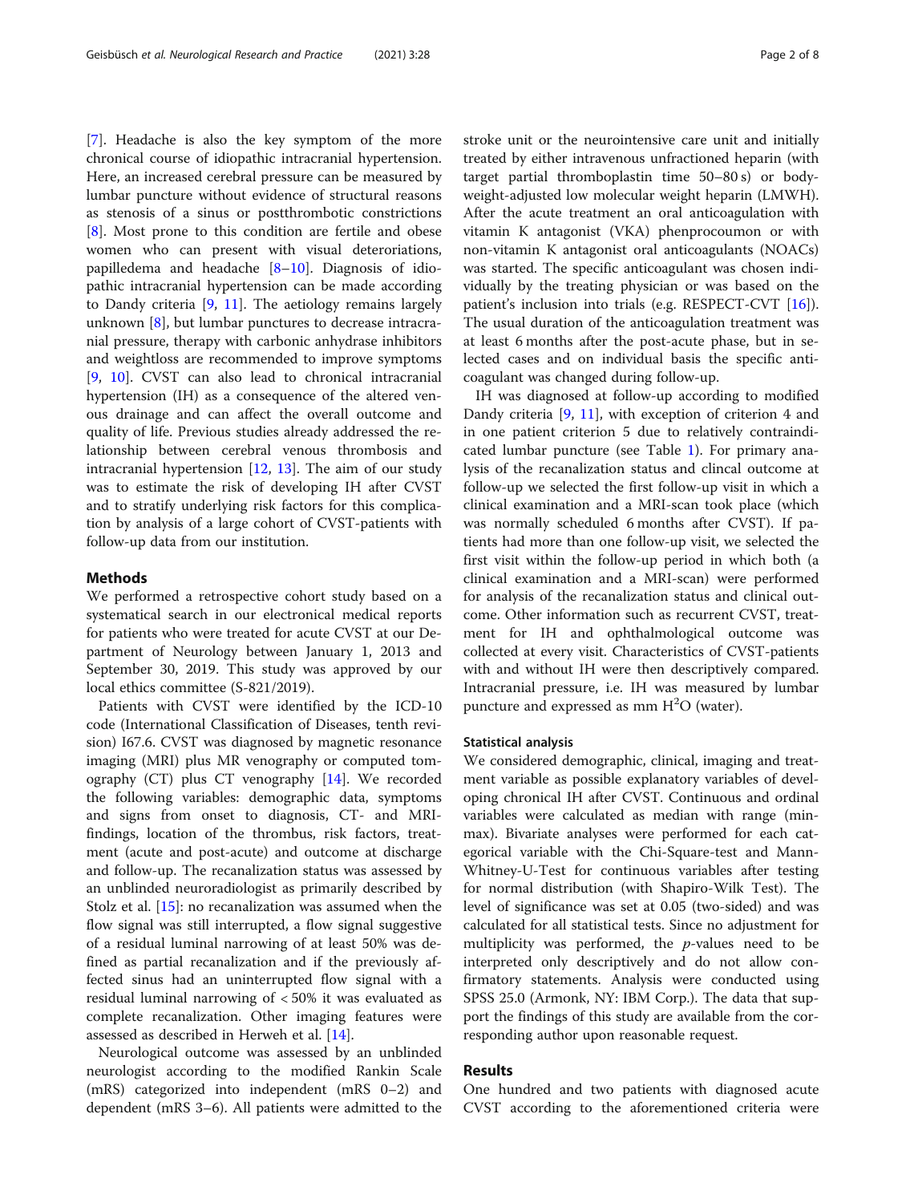[7]. Headache is also the key symptom of the more chronical course of idiopathic intracranial hypertension. Here, an increased cerebral pressure can be measured by lumbar puncture without evidence of structural reasons as stenosis of a sinus or postthrombotic constrictions [8]. Most prone to this condition are fertile and obese women who can present with visual deteriorations, papilledema and headache [8–10]. Diagnosis of idiopathic intracranial hypertension can be made according to Dandy criteria [9, 11]. The aetiology remains largely unknown [8], but lumbar punctures to decrease intracranial pressure, therapy with carbonic anhydrase inhibitors and weightloss are recommended to improve symptoms [9, 10]. CVST can also lead to chronical intracranial hypertension (IH) as a consequence of the altered venous drainage and can affect the overall outcome and quality of life. Previous studies already addressed the relationship between cerebral venous thrombosis and intracranial hypertension [12, 13]. The aim of our study was to estimate the risk of developing IH after CVST and to stratify underlying risk factors for this complication by analysis of a large cohort of CVST-patients with follow-up data from our institution.

## Methods

We performed a retrospective cohort study based on a systematical search in our electronical medical reports for patients who were treated for acute CVST at our Department of Neurology between January 1, 2013 and September 30, 2019. This study was approved by our local ethics committee (S-821/2019).

Patients with CVST were identified by the ICD-10 code (International Classification of Diseases, tenth revision) I67.6. CVST was diagnosed by magnetic resonance imaging (MRI) plus MR venography or computed tomography (CT) plus CT venography [14]. We recorded the following variables: demographic data, symptoms and signs from onset to diagnosis, CT- and MRI-findings, location of the thrombus, risk factors, treatment (acute and post-acute) and outcome at discharge and follow-up. The recanalization status was assessed by an unblinded neuroradiologist as primarily described by Stolz et al. [15]: no recanalization was assumed when the flow signal was still interrupted, a flow signal suggestive of a residual luminal narrowing of at least 50% was defined as partial recanalization and if the previously affected sinus had an uninterrupted flow signal with a residual luminal narrowing of < 50% it was evaluated as complete recanalization. Other imaging features were assessed as described in Herweh et al. [14].

Neurological outcome was assessed by an unblinded neurologist according to the modified Rankin Scale (mRS) categorized into independent (mRS 0–2) and dependent (mRS 3–6). All patients were admitted to the stroke unit or the neurointensive care unit and initially treated by either intravenous unfractioned heparin (with target partial thromboplastin time 50–80 s) or body-weight-adjusted low molecular weight heparin (LMWH). After the acute treatment an oral anticoagulation with vitamin K antagonist (VKA) phenprocoumon or with non-vitamin K antagonist oral anticoagulants (NOACs) was started. The specific anticoagulant was chosen individually by the treating physician or was based on the patient's inclusion into trials (e.g. RESPECT-CVT [16]). The usual duration of the anticoagulation treatment was at least 6 months after the post-acute phase, but in selected cases and on individual basis the specific anticoagulant was changed during follow-up.

IH was diagnosed at follow-up according to modified Dandy criteria [9, 11], with exception of criterion 4 and in one patient criterion 5 due to relatively contraindicated lumbar puncture (see Table 1). For primary analysis of the recanalization status and clincal outcome at follow-up we selected the first follow-up visit in which a clinical examination and a MRI-scan took place (which was normally scheduled 6 months after CVST). If patients had more than one follow-up visit, we selected the first visit within the follow-up period in which both (a clinical examination and a MRI-scan) were performed for analysis of the recanalization status and clinical outcome. Other information such as recurrent CVST, treatment for IH and ophthalmological outcome was collected at every visit. Characteristics of CVST-patients with and without IH were then descriptively compared. Intracranial pressure, i.e. IH was measured by lumbar puncture and expressed as mm $H^2O$ (water).

### Statistical analysis

We considered demographic, clinical, imaging and treatment variable as possible explanatory variables of developing chronical IH after CVST. Continuous and ordinal variables were calculated as median with range (min-max). Bivariate analyses were performed for each categorical variable with the Chi-Square-test and Mann-Whitney-U-Test for continuous variables after testing for normal distribution (with Shapiro-Wilk Test). The level of significance was set at 0.05 (two-sided) and was calculated for all statistical tests. Since no adjustment for multiplicity was performed, the *p*-values need to be interpreted only descriptively and do not allow confirmatory statements. Analysis were conducted using SPSS 25.0 (Armonk, NY: IBM Corp.). The data that support the findings of this study are available from the corresponding author upon reasonable request.

## Results

One hundred and two patients with diagnosed acute CVST according to the aforementioned criteria were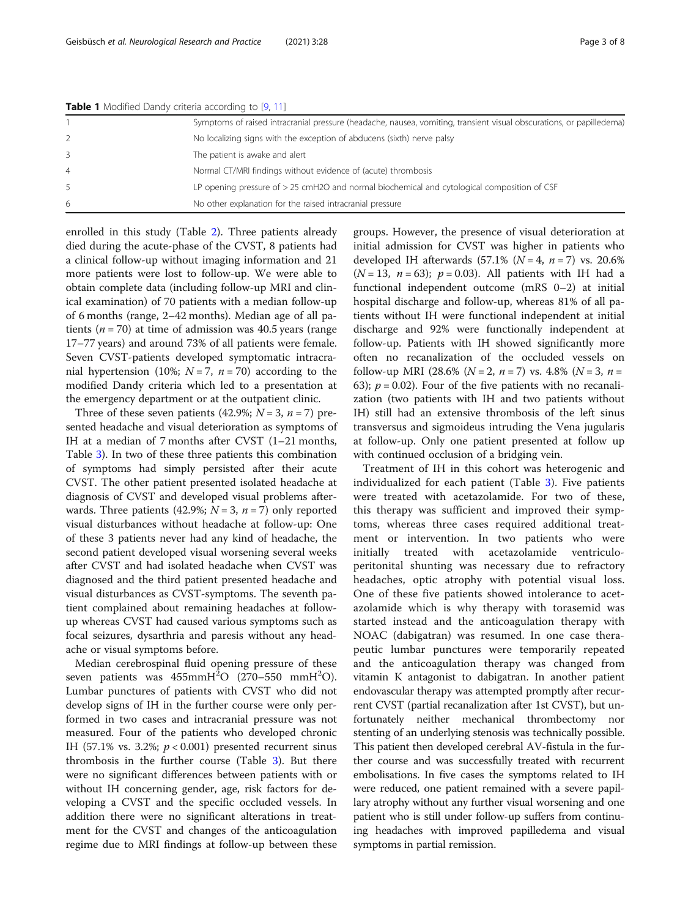**Table 1** Modified Dandy criteria according to [9, 11]

| | |
|---|---|
| 1 | Symptoms of raised intracranial pressure (headache, nausea, vomiting, transient visual obscurations, or papilledema) |
| 2 | No localizing signs with the exception of abducens (sixth) nerve palsy |
| 3 | The patient is awake and alert |
| 4 | Normal CT/MRI findings without evidence of (acute) thrombosis |
| 5 | LP opening pressure of > 25 cmH2O and normal biochemical and cytological composition of CSF |
| 6 | No other explanation for the raised intracranial pressure |

enrolled in this study (Table 2). Three patients already died during the acute-phase of the CVST, 8 patients had a clinical follow-up without imaging information and 21 more patients were lost to follow-up. We were able to obtain complete data (including follow-up MRI and clinical examination) of 70 patients with a median follow-up of 6 months (range, 2–42 months). Median age of all patients ($n = 70$) at time of admission was 40.5 years (range 17–77 years) and around 73% of all patients were female. Seven CVST-patients developed symptomatic intracranial hypertension (10%; $N = 7$, $n = 70$) according to the modified Dandy criteria which led to a presentation at the emergency department or at the outpatient clinic.

Three of these seven patients (42.9%; $N = 3$, $n = 7$) presented headache and visual deterioration as symptoms of IH at a median of 7 months after CVST (1–21 months, Table 3). In two of these three patients this combination of symptoms had simply persisted after their acute CVST. The other patient presented isolated headache at diagnosis of CVST and developed visual problems afterwards. Three patients (42.9%; $N = 3$, $n = 7$) only reported visual disturbances without headache at follow-up: One of these 3 patients never had any kind of headache, the second patient developed visual worsening several weeks after CVST and had isolated headache when CVST was diagnosed and the third patient presented headache and visual disturbances as CVST-symptoms. The seventh patient complained about remaining headaches at follow-up whereas CVST had caused various symptoms such as focal seizures, dysarthria and paresis without any headache or visual symptoms before.

Median cerebrospinal fluid opening pressure of these seven patients was 455mm$H^2O$ (270–550 mm$H^2O$). Lumbar punctures of patients with CVST who did not develop signs of IH in the further course were only performed in two cases and intracranial pressure was not measured. Four of the patients who developed chronic IH (57.1% vs. 3.2%; $p < 0.001$) presented recurrent sinus thrombosis in the further course (Table 3). But there were no significant differences between patients with or without IH concerning gender, age, risk factors for developing a CVST and the specific occluded vessels. In addition there were no significant alterations in treatment for the CVST and changes of the anticoagulation regime due to MRI findings at follow-up between these groups. However, the presence of visual deterioration at initial admission for CVST was higher in patients who developed IH afterwards (57.1% ($N = 4$, $n = 7$) vs. 20.6% ($N = 13$, $n = 63$); $p = 0.03$). All patients with IH had a functional independent outcome (mRS 0–2) at initial hospital discharge and follow-up, whereas 81% of all patients without IH were functional independent at initial discharge and 92% were functionally independent at follow-up. Patients with IH showed significantly more often no recanalization of the occluded vessels on follow-up MRI (28.6% ($N = 2$, $n = 7$) vs. 4.8% ($N = 3$, $n = 63$); $p = 0.02$). Four of the five patients with no recanalization (two patients with IH and two patients without IH) still had an extensive thrombosis of the left sinus transversus and sigmoideus intruding the Vena jugularis at follow-up. Only one patient presented at follow up with continued occlusion of a bridging vein.

Treatment of IH in this cohort was heterogenic and individualized for each patient (Table 3). Five patients were treated with acetazolamide. For two of these, this therapy was sufficient and improved their symptoms, whereas three cases required additional treatment or intervention. In two patients who were initially treated with acetazolamide ventriculoperitonial shunting was necessary due to refractory headaches, optic atrophy with potential visual loss. One of these five patients showed intolerance to acetazolamide which is why therapy with torasemid was started instead and the anticoagulation therapy with NOAC (dabigatran) was resumed. In one case therapeutic lumbar punctures were temporarily repeated and the anticoagulation therapy was changed from vitamin K antagonist to dabigatran. In another patient endovascular therapy was attempted promptly after recurrent CVST (partial recanalization after 1st CVST), but unfortunately neither mechanical thrombectomy nor stenting of an underlying stenosis was technically possible. This patient then developed cerebral AV-fistula in the further course and was successfully treated with recurrent embolisations. In five cases the symptoms related to IH were reduced, one patient remained with a severe papillary atrophy without any further visual worsening and one patient who is still under follow-up suffers from continuing headaches with improved papilledema and visual symptoms in partial remission.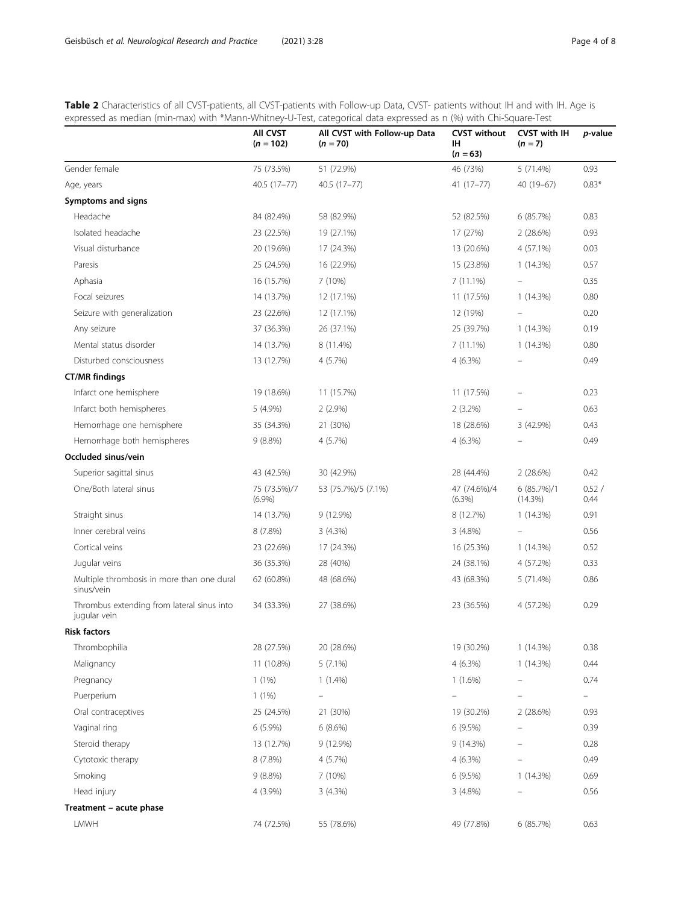**Table 2** Characteristics of all CVST-patients, all CVST-patients with Follow-up Data, CVST- patients without IH and with IH. Age is expressed as median (min-max) with *Mann-Whitney-U-Test, categorical data expressed as n (%) with Chi-Square-Test

| | All CVST ($n = 102$) | All CVST with Follow-up Data ($n = 70$) | CVST without IH ($n = 63$) | CVST with IH ($n = 7$) | *p*-value |
|---|---|---|---|---|---|
| Gender female | 75 (73.5%) | 51 (72.9%) | 46 (73%) | 5 (71.4%) | 0.93 |
| Age, years | 40.5 (17–77) | 40.5 (17–77) | 41 (17–77) | 40 (19–67) | 0.83* |
| **Symptoms and signs** | | | | | |
| Headache | 84 (82.4%) | 58 (82.9%) | 52 (82.5%) | 6 (85.7%) | 0.83 |
| Isolated headache | 23 (22.5%) | 19 (27.1%) | 17 (27%) | 2 (28.6%) | 0.93 |
| Visual disturbance | 20 (19.6%) | 17 (24.3%) | 13 (20.6%) | 4 (57.1%) | 0.03 |
| Paresis | 25 (24.5%) | 16 (22.9%) | 15 (23.8%) | 1 (14.3%) | 0.57 |
| Aphasia | 16 (15.7%) | 7 (10%) | 7 (11.1%) | – | 0.35 |
| Focal seizures | 14 (13.7%) | 12 (17.1%) | 11 (17.5%) | 1 (14.3%) | 0.80 |
| Seizure with generalization | 23 (22.6%) | 12 (17.1%) | 12 (19%) | – | 0.20 |
| Any seizure | 37 (36.3%) | 26 (37.1%) | 25 (39.7%) | 1 (14.3%) | 0.19 |
| Mental status disorder | 14 (13.7%) | 8 (11.4%) | 7 (11.1%) | 1 (14.3%) | 0.80 |
| Disturbed consciousness | 13 (12.7%) | 4 (5.7%) | 4 (6.3%) | – | 0.49 |
| **CT/MR findings** | | | | | |
| Infarct one hemisphere | 19 (18.6%) | 11 (15.7%) | 11 (17.5%) | – | 0.23 |
| Infarct both hemispheres | 5 (4.9%) | 2 (2.9%) | 2 (3.2%) | – | 0.63 |
| Hemorrhage one hemisphere | 35 (34.3%) | 21 (30%) | 18 (28.6%) | 3 (42.9%) | 0.43 |
| Hemorrhage both hemispheres | 9 (8.8%) | 4 (5.7%) | 4 (6.3%) | – | 0.49 |
| **Occluded sinus/vein** | | | | | |
| Superior sagittal sinus | 43 (42.5%) | 30 (42.9%) | 28 (44.4%) | 2 (28.6%) | 0.42 |
| One/Both lateral sinus | 75 (73.5%)/7 (6.9%) | 53 (75.7%)/5 (7.1%) | 47 (74.6%)/4 (6.3%) | 6 (85.7%)/1 (14.3%) | 0.52 / 0.44 |
| Straight sinus | 14 (13.7%) | 9 (12.9%) | 8 (12.7%) | 1 (14.3%) | 0.91 |
| Inner cerebral veins | 8 (7.8%) | 3 (4.3%) | 3 (4.8%) | – | 0.56 |
| Cortical veins | 23 (22.6%) | 17 (24.3%) | 16 (25.3%) | 1 (14.3%) | 0.52 |
| Jugular veins | 36 (35.3%) | 28 (40%) | 24 (38.1%) | 4 (57.2%) | 0.33 |
| Multiple thrombosis in more than one dural sinus/vein | 62 (60.8%) | 48 (68.6%) | 43 (68.3%) | 5 (71.4%) | 0.86 |
| Thrombus extending from lateral sinus into jugular vein | 34 (33.3%) | 27 (38.6%) | 23 (36.5%) | 4 (57.2%) | 0.29 |
| **Risk factors** | | | | | |
| Thrombophilia | 28 (27.5%) | 20 (28.6%) | 19 (30.2%) | 1 (14.3%) | 0.38 |
| Malignancy | 11 (10.8%) | 5 (7.1%) | 4 (6.3%) | 1 (14.3%) | 0.44 |
| Pregnancy | 1 (1%) | 1 (1.4%) | 1 (1.6%) | – | 0.74 |
| Puerperium | 1 (1%) | – | – | – | – |
| Oral contraceptives | 25 (24.5%) | 21 (30%) | 19 (30.2%) | 2 (28.6%) | 0.93 |
| Vaginal ring | 6 (5.9%) | 6 (8.6%) | 6 (9.5%) | – | 0.39 |
| Steroid therapy | 13 (12.7%) | 9 (12.9%) | 9 (14.3%) | – | 0.28 |
| Cytotoxic therapy | 8 (7.8%) | 4 (5.7%) | 4 (6.3%) | – | 0.49 |
| Smoking | 9 (8.8%) | 7 (10%) | 6 (9.5%) | 1 (14.3%) | 0.69 |
| Head injury | 4 (3.9%) | 3 (4.3%) | 3 (4.8%) | – | 0.56 |
| **Treatment – acute phase** | | | | | |
| LMWH | 74 (72.5%) | 55 (78.6%) | 49 (77.8%) | 6 (85.7%) | 0.63 |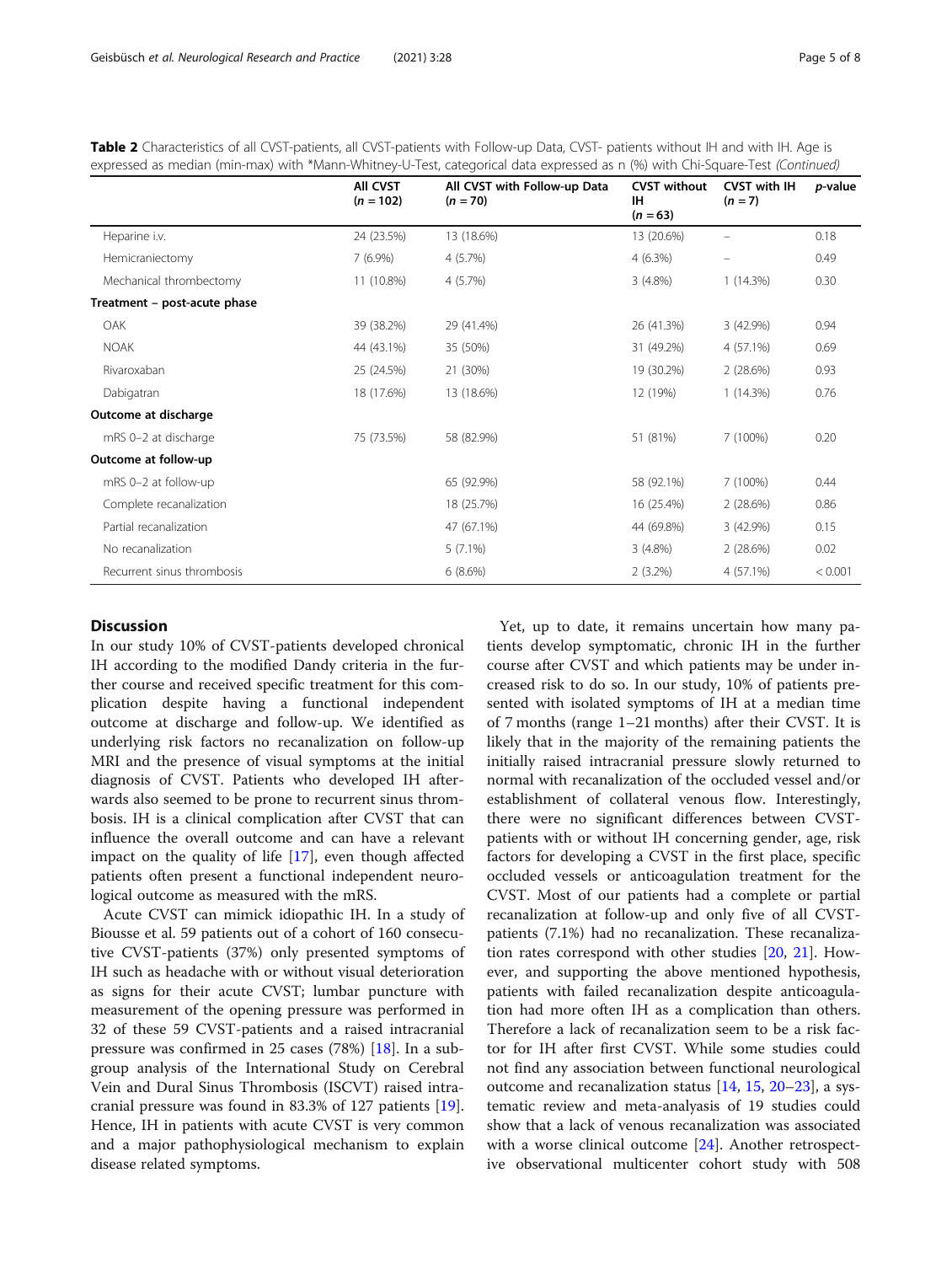**Table 2** Characteristics of all CVST-patients, all CVST-patients with Follow-up Data, CVST- patients without IH and with IH. Age is expressed as median (min-max) with *Mann-Whitney-U-Test, categorical data expressed as n (%) with Chi-Square-Test *(Continued)*

| | All CVST ($n = 102$) | All CVST with Follow-up Data ($n = 70$) | CVST without IH ($n = 63$) | CVST with IH ($n = 7$) | *p*-value |
|---|---|---|---|---|---|
| Heparine i.v. | 24 (23.5%) | 13 (18.6%) | 13 (20.6%) | – | 0.18 |
| Hemicraniectomy | 7 (6.9%) | 4 (5.7%) | 4 (6.3%) | – | 0.49 |
| Mechanical thrombectomy | 11 (10.8%) | 4 (5.7%) | 3 (4.8%) | 1 (14.3%) | 0.30 |
| **Treatment – post-acute phase** | | | | | |
| OAK | 39 (38.2%) | 29 (41.4%) | 26 (41.3%) | 3 (42.9%) | 0.94 |
| NOAK | 44 (43.1%) | 35 (50%) | 31 (49.2%) | 4 (57.1%) | 0.69 |
| Rivaroxaban | 25 (24.5%) | 21 (30%) | 19 (30.2%) | 2 (28.6%) | 0.93 |
| Dabigatran | 18 (17.6%) | 13 (18.6%) | 12 (19%) | 1 (14.3%) | 0.76 |
| **Outcome at discharge** | | | | | |
| mRS 0–2 at discharge | 75 (73.5%) | 58 (82.9%) | 51 (81%) | 7 (100%) | 0.20 |
| **Outcome at follow-up** | | | | | |
| mRS 0–2 at follow-up | | 65 (92.9%) | 58 (92.1%) | 7 (100%) | 0.44 |
| Complete recanalization | | 18 (25.7%) | 16 (25.4%) | 2 (28.6%) | 0.86 |
| Partial recanalization | | 47 (67.1%) | 44 (69.8%) | 3 (42.9%) | 0.15 |
| No recanalization | | 5 (7.1%) | 3 (4.8%) | 2 (28.6%) | 0.02 |
| Recurrent sinus thrombosis | | 6 (8.6%) | 2 (3.2%) | 4 (57.1%) | < 0.001 |

## Discussion

In our study 10% of CVST-patients developed chronical IH according to the modified Dandy criteria in the further course and received specific treatment for this complication despite having a functional independent outcome at discharge and follow-up. We identified as underlying risk factors no recanalization on follow-up MRI and the presence of visual symptoms at the initial diagnosis of CVST. Patients who developed IH afterwards also seemed to be prone to recurrent sinus thrombosis. IH is a clinical complication after CVST that can influence the overall outcome and can have a relevant impact on the quality of life [17], even though affected patients often present a functional independent neurological outcome as measured with the mRS.

Acute CVST can mimick idiopathic IH. In a study of Biousse et al. 59 patients out of a cohort of 160 consecutive CVST-patients (37%) only presented symptoms of IH such as headache with or without visual deterioration as signs for their acute CVST; lumbar puncture with measurement of the opening pressure was performed in 32 of these 59 CVST-patients and a raised intracranial pressure was confirmed in 25 cases (78%) [18]. In a subgroup analysis of the International Study on Cerebral Vein and Dural Sinus Thrombosis (ISCVT) raised intracranial pressure was found in 83.3% of 127 patients [19]. Hence, IH in patients with acute CVST is very common and a major pathophysiological mechanism to explain disease related symptoms.

Yet, up to date, it remains uncertain how many patients develop symptomatic, chronic IH in the further course after CVST and which patients may be under increased risk to do so. In our study, 10% of patients presented with isolated symptoms of IH at a median time of 7 months (range 1–21 months) after their CVST. It is likely that in the majority of the remaining patients the initially raised intracranial pressure slowly returned to normal with recanalization of the occluded vessel and/or establishment of collateral venous flow. Interestingly, there were no significant differences between CVST-patients with or without IH concerning gender, age, risk factors for developing a CVST in the first place, specific occluded vessels or anticoagulation treatment for the CVST. Most of our patients had a complete or partial recanalization at follow-up and only five of all CVST-patients (7.1%) had no recanalization. These recanalization rates correspond with other studies [20, 21]. However, and supporting the above mentioned hypothesis, patients with failed recanalization despite anticoagulation had more often IH as a complication than others. Therefore a lack of recanalization seem to be a risk factor for IH after first CVST. While some studies could not find any association between functional neurological outcome and recanalization status [14, 15, 20–23], a systematic review and meta-analysis of 19 studies could show that a lack of venous recanalization was associated with a worse clinical outcome [24]. Another retrospective observational multicenter cohort study with 508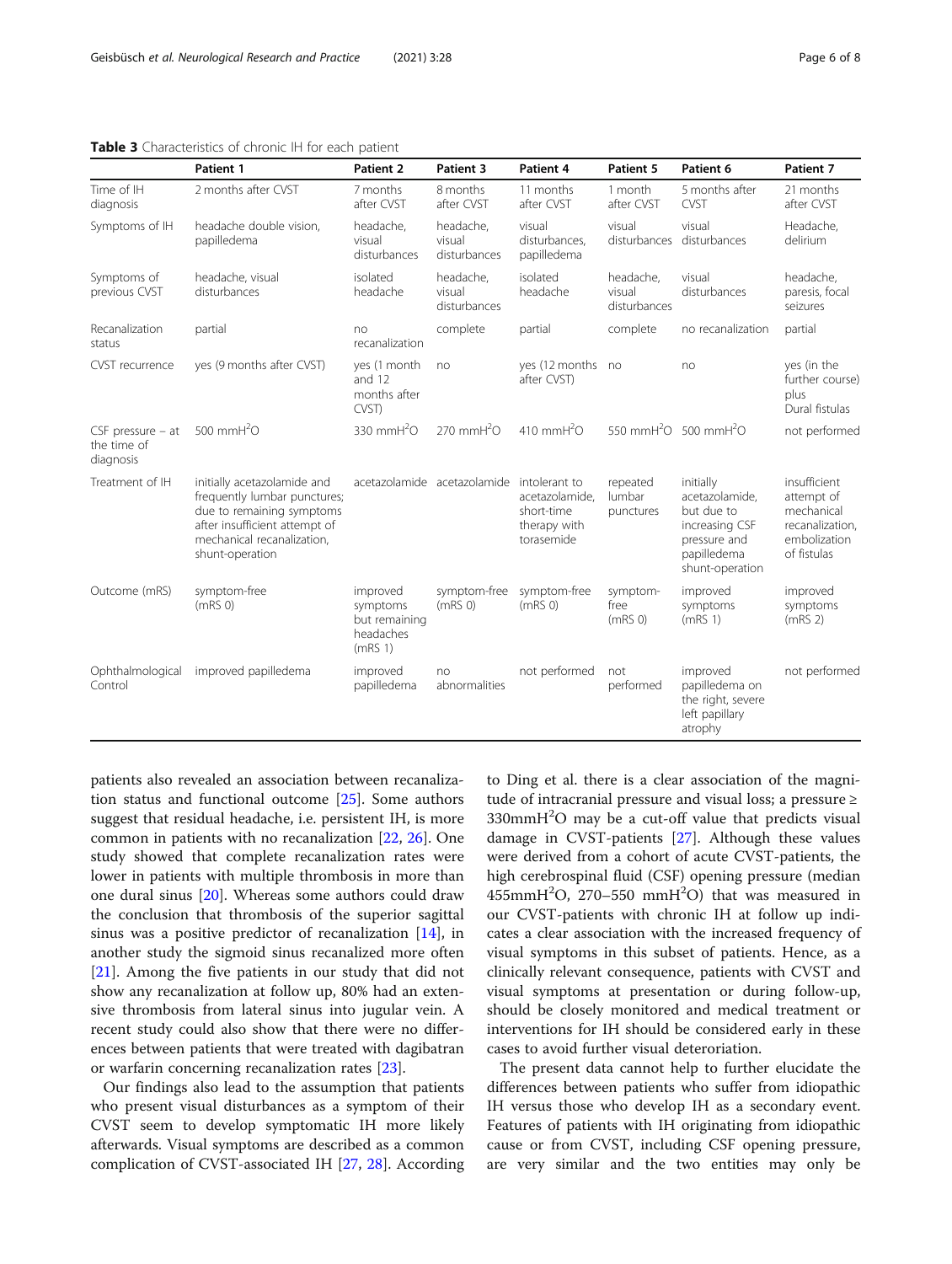**Table 3** Characteristics of chronic IH for each patient

| | Patient 1 | Patient 2 | Patient 3 | Patient 4 | Patient 5 | Patient 6 | Patient 7 |
|---|---|---|---|---|---|---|---|
| Time of IH diagnosis | 2 months after CVST | 7 months after CVST | 8 months after CVST | 11 months after CVST | 1 month after CVST | 5 months after CVST | 21 months after CVST |
| Symptoms of IH | headache double vision, papilledema | headache, visual disturbances | headache, visual disturbances | visual disturbances, papilledema | visual disturbances | visual disturbances | Headache, delirium |
| Symptoms of previous CVST | headache, visual disturbances | isolated headache | headache, visual disturbances | isolated headache | headache, visual disturbances | visual disturbances | headache, paresis, focal seizures |
| Recanalization status | partial | no recanalization | complete | partial | complete | no recanalization | partial |
| CVST recurrence | yes (9 months after CVST) | yes (1 month and 12 months after CVST) | no | yes (12 months after CVST) | no | no | yes (in the further course) plus Dural fistulas |
| CSF pressure – at the time of diagnosis | 500 $mmH^2O$ | 330 $mmH^2O$ | 270 $mmH^2O$ | 410 $mmH^2O$ | 550 $mmH^2O$ | 500 $mmH^2O$ | not performed |
| Treatment of IH | initially acetazolamide and frequently lumbar punctures; due to remaining symptoms after insufficient attempt of mechanical recanalization, shunt-operation | acetazolamide | acetazolamide | intolerant to acetazolamide, short-time therapy with torasemide | repeated lumbar punctures | initially acetazolamide, but due to increasing CSF pressure and papilledema shunt-operation | insufficient attempt of mechanical recanalization, embolization of fistulas |
| Outcome (mRS) | symptom-free (mRS 0) | improved symptoms but remaining headaches (mRS 1) | symptom-free (mRS 0) | symptom-free (mRS 0) | symptom-free (mRS 0) | improved symptoms (mRS 1) | improved symptoms (mRS 2) |
| Ophthalmological Control | improved papilledema | improved papilledema | no abnormalities | not performed | not performed | improved papilledema on the right, severe left papillary atrophy | not performed |

patients also revealed an association between recanalization status and functional outcome [25]. Some authors suggest that residual headache, i.e. persistent IH, is more common in patients with no recanalization [22, 26]. One study showed that complete recanalization rates were lower in patients with multiple thrombosis in more than one dural sinus [20]. Whereas some authors could draw the conclusion that thrombosis of the superior sagittal sinus was a positive predictor of recanalization [14], in another study the sigmoid sinus recanalized more often [21]. Among the five patients in our study that did not show any recanalization at follow up, 80% had an extensive thrombosis from lateral sinus into jugular vein. A recent study could also show that there were no differences between patients that were treated with dagibatran or warfarin concerning recanalization rates [23].

Our findings also lead to the assumption that patients who present visual disturbances as a symptom of their CVST seem to develop symptomatic IH more likely afterwards. Visual symptoms are described as a common complication of CVST-associated IH [27, 28]. According to Ding et al. there is a clear association of the magnitude of intracranial pressure and visual loss; a pressure ≥ 330$mmH^2O$ may be a cut-off value that predicts visual damage in CVST-patients [27]. Although these values were derived from a cohort of acute CVST-patients, the high cerebrospinal fluid (CSF) opening pressure (median 455$mmH^2O$, 270–550 $mmH^2O$) that was measured in our CVST-patients with chronic IH at follow up indicates a clear association with the increased frequency of visual symptoms in this subset of patients. Hence, as a clinically relevant consequence, patients with CVST and visual symptoms at presentation or during follow-up, should be closely monitored and medical treatment or interventions for IH should be considered early in these cases to avoid further visual deterioration.

The present data cannot help to further elucidate the differences between patients who suffer from idiopathic IH versus those who develop IH as a secondary event. Features of patients with IH originating from idiopathic cause or from CVST, including CSF opening pressure, are very similar and the two entities may only be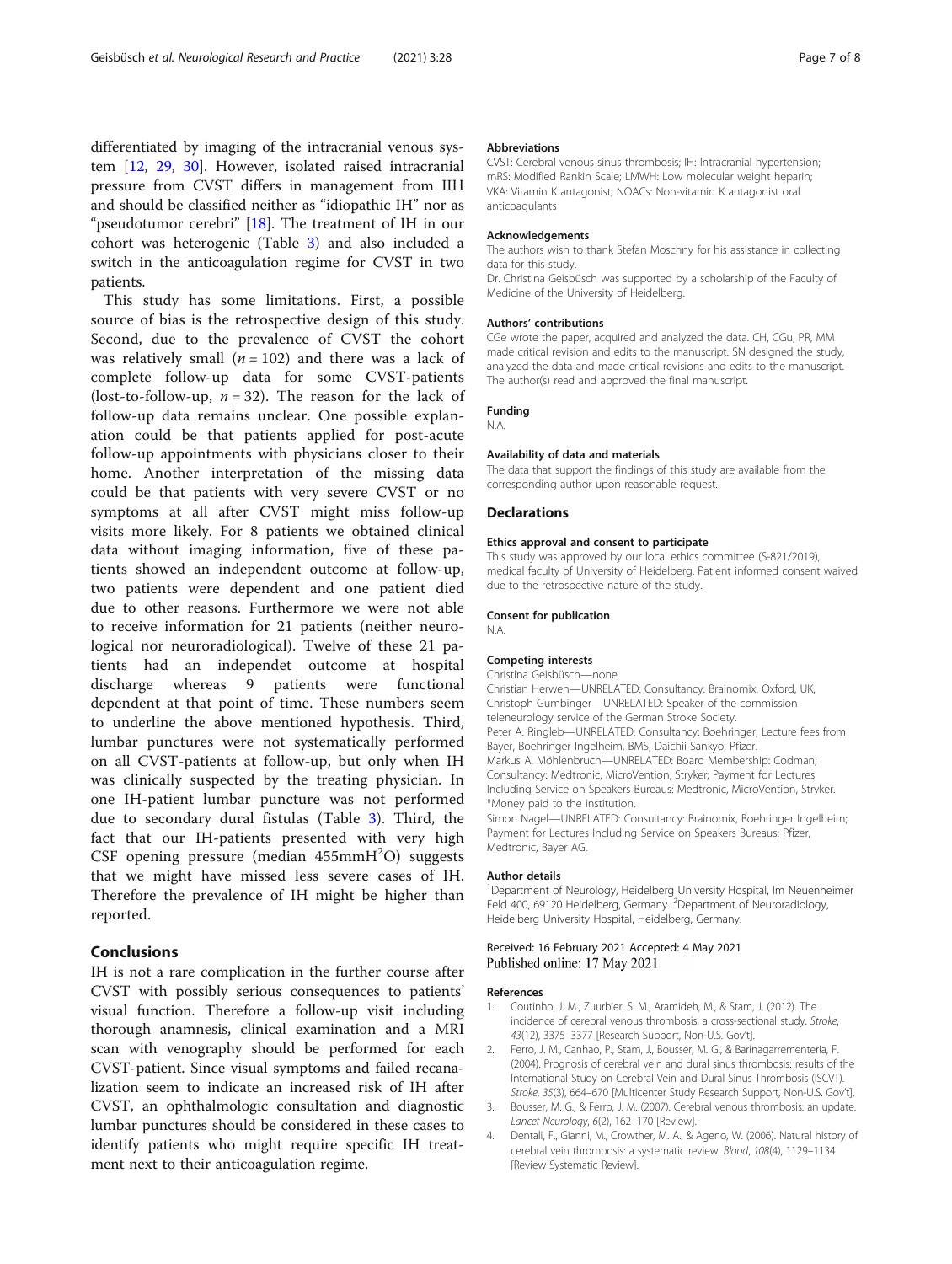differentiated by imaging of the intracranial venous system [12, 29, 30]. However, isolated raised intracranial pressure from CVST differs in management from IIH and should be classified neither as "idiopathic IH" nor as "pseudotumor cerebri" [18]. The treatment of IH in our cohort was heterogenic (Table 3) and also included a switch in the anticoagulation regime for CVST in two patients.

This study has some limitations. First, a possible source of bias is the retrospective design of this study. Second, due to the prevalence of CVST the cohort was relatively small ($n = 102$) and there was a lack of complete follow-up data for some CVST-patients (lost-to-follow-up, $n = 32$). The reason for the lack of follow-up data remains unclear. One possible explanation could be that patients applied for post-acute follow-up appointments with physicians closer to their home. Another interpretation of the missing data could be that patients with very severe CVST or no symptoms at all after CVST might miss follow-up visits more likely. For 8 patients we obtained clinical data without imaging information, five of these patients showed an independent outcome at follow-up, two patients were dependent and one patient died due to other reasons. Furthermore we were not able to receive information for 21 patients (neither neurological nor neuroradiological). Twelve of these 21 patients had an independet outcome at hospital discharge whereas 9 patients were functional dependent at that point of time. These numbers seem to underline the above mentioned hypothesis. Third, lumbar punctures were not systematically performed on all CVST-patients at follow-up, but only when IH was clinically suspected by the treating physician. In one IH-patient lumbar puncture was not performed due to secondary dural fistulas (Table 3). Third, the fact that our IH-patients presented with very high CSF opening pressure (median 455mm$H^2$O) suggests that we might have missed less severe cases of IH. Therefore the prevalence of IH might be higher than reported.

## Conclusions

IH is not a rare complication in the further course after CVST with possibly serious consequences to patients' visual function. Therefore a follow-up visit including thorough anamnesis, clinical examination and a MRI scan with venography should be performed for each CVST-patient. Since visual symptoms and failed recanalization seem to indicate an increased risk of IH after CVST, an ophthalmologic consultation and diagnostic lumbar punctures should be considered in these cases to identify patients who might require specific IH treatment next to their anticoagulation regime.

### Abbreviations

CVST: Cerebral venous sinus thrombosis; IH: Intracranial hypertension; mRS: Modified Rankin Scale; LMWH: Low molecular weight heparin; VKA: Vitamin K antagonist; NOACs: Non-vitamin K antagonist oral anticoagulants

### Acknowledgements

The authors wish to thank Stefan Moschny for his assistance in collecting data for this study.
Dr. Christina Geisbüsch was supported by a scholarship of the Faculty of Medicine of the University of Heidelberg.

### Authors' contributions

CGe wrote the paper, acquired and analyzed the data. CH, CGu, PR, MM made critical revision and edits to the manuscript. SN designed the study, analyzed the data and made critical revisions and edits to the manuscript. The author(s) read and approved the final manuscript.

### Funding

N.A.

### Availability of data and materials

The data that support the findings of this study are available from the corresponding author upon reasonable request.

## Declarations

### Ethics approval and consent to participate

This study was approved by our local ethics committee (S-821/2019), medical faculty of University of Heidelberg. Patient informed consent waived due to the retrospective nature of the study.

### Consent for publication

N.A.

### Competing interests

Christina Geisbüsch—none.
Christian Herweh—UNRELATED: Consultancy: Brainomix, Oxford, UK,
Christoph Gumbinger—UNRELATED: Speaker of the commission teleneurology service of the German Stroke Society.
Peter A. Ringleb—UNRELATED: Consultancy: Boehringer, Lecture fees from Bayer, Boehringer Ingelheim, BMS, Daichii Sankyo, Pfizer.
Markus A. Möhlenbruch—UNRELATED: Board Membership: Codman; Consultancy: Medtronic, MicroVention, Stryker; Payment for Lectures Including Service on Speakers Bureaus: Medtronic, MicroVention, Stryker. *Money paid to the institution.
Simon Nagel—UNRELATED: Consultancy: Brainomix, Boehringer Ingelheim; Payment for Lectures Including Service on Speakers Bureaus: Pfizer, Medtronic, Bayer AG.

### Author details

[1]Department of Neurology, Heidelberg University Hospital, Im Neuenheimer Feld 400, 69120 Heidelberg, Germany. [2]Department of Neuroradiology, Heidelberg University Hospital, Heidelberg, Germany.

Received: 16 February 2021 Accepted: 4 May 2021
Published online: 17 May 2021

### References

1. Coutinho, J. M., Zuurbier, S. M., Aramideh, M., & Stam, J. (2012). The incidence of cerebral venous thrombosis: a cross-sectional study. *Stroke, 43*(12), 3375–3377 [Research Support, Non-U.S. Gov't].
2. Ferro, J. M., Canhao, P., Stam, J., Bousser, M. G., & Barinagarrementeria, F. (2004). Prognosis of cerebral vein and dural sinus thrombosis: results of the International Study on Cerebral Vein and Dural Sinus Thrombosis (ISCVT). *Stroke, 35*(3), 664–670 [Multicenter Study Research Support, Non-U.S. Gov't].
3. Bousser, M. G., & Ferro, J. M. (2007). Cerebral venous thrombosis: an update. *Lancet Neurology, 6*(2), 162–170 [Review].
4. Dentali, F., Gianni, M., Crowther, M. A., & Ageno, W. (2006). Natural history of cerebral vein thrombosis: a systematic review. *Blood, 108*(4), 1129–1134 [Review Systematic Review].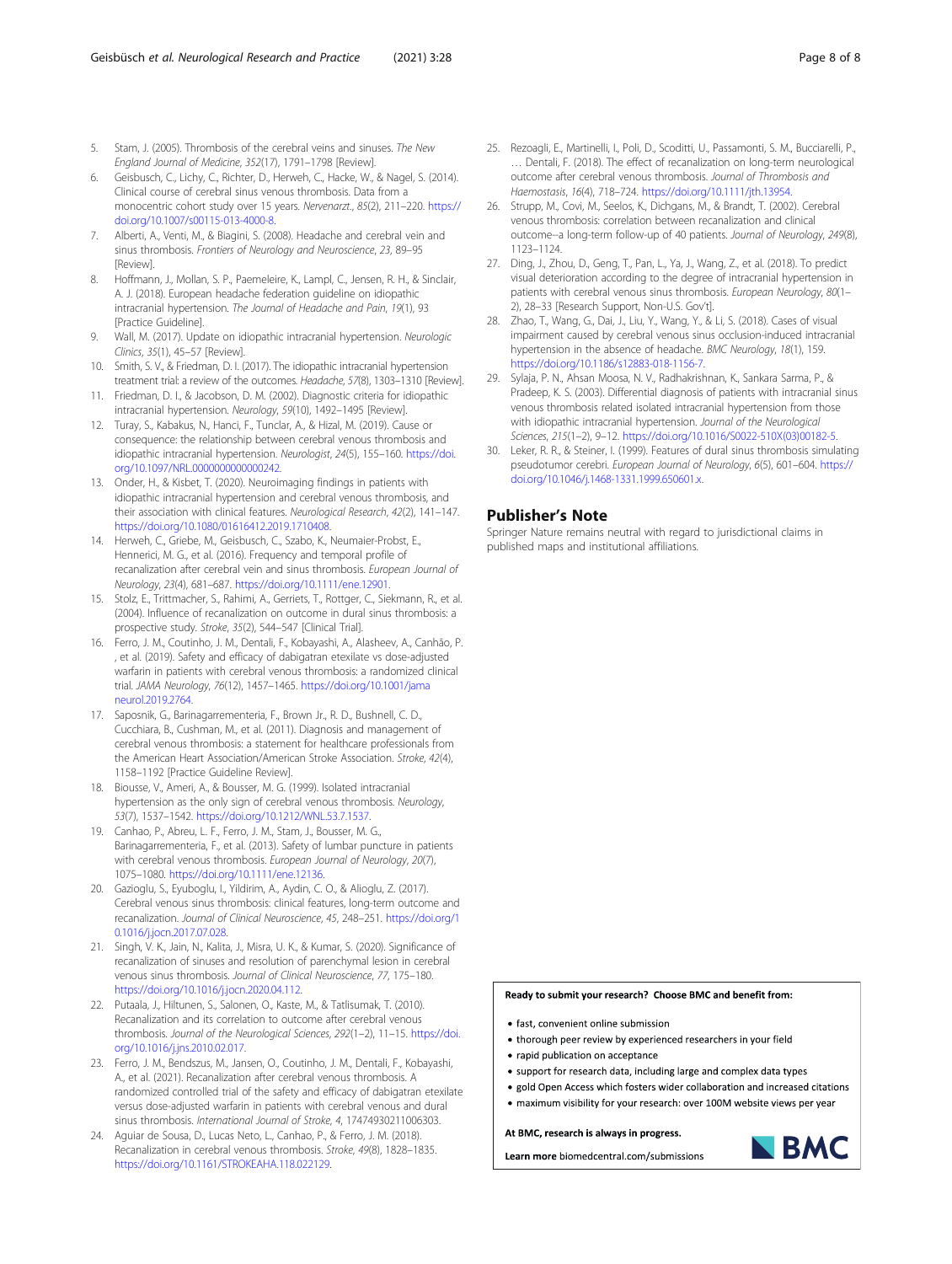5. Stam, J. (2005). Thrombosis of the cerebral veins and sinuses. *The New England Journal of Medicine*, *352*(17), 1791–1798 [Review].
6. Geisbusch, C., Lichy, C., Richter, D., Herweh, C., Hacke, W., & Nagel, S. (2014). Clinical course of cerebral sinus venous thrombosis. Data from a monocentric cohort study over 15 years. *Nervenarzt.*, *85*(2), 211–220. https://doi.org/10.1007/s00115-013-4000-8.
7. Alberti, A., Venti, M., & Biagini, S. (2008). Headache and cerebral vein and sinus thrombosis. *Frontiers of Neurology and Neuroscience*, *23*, 89–95 [Review].
8. Hoffmann, J., Mollan, S. P., Paemeleire, K., Lampl, C., Jensen, R. H., & Sinclair, A. J. (2018). European headache federation guideline on idiopathic intracranial hypertension. *The Journal of Headache and Pain*, *19*(1), 93 [Practice Guideline].
9. Wall, M. (2017). Update on idiopathic intracranial hypertension. *Neurologic Clinics*, *35*(1), 45–57 [Review].
10. Smith, S. V., & Friedman, D. I. (2017). The idiopathic intracranial hypertension treatment trial: a review of the outcomes. *Headache*, *57*(8), 1303–1310 [Review].
11. Friedman, D. I., & Jacobson, D. M. (2002). Diagnostic criteria for idiopathic intracranial hypertension. *Neurology*, *59*(10), 1492–1495 [Review].
12. Turay, S., Kabakus, N., Hanci, F., Tunclar, A., & Hizal, M. (2019). Cause or consequence: the relationship between cerebral venous thrombosis and idiopathic intracranial hypertension. *Neurologist*, *24*(5), 155–160. https://doi.org/10.1097/NRL.0000000000000242.
13. Onder, H., & Kisbet, T. (2020). Neuroimaging findings in patients with idiopathic intracranial hypertension and cerebral venous thrombosis, and their association with clinical features. *Neurological Research*, *42*(2), 141–147. https://doi.org/10.1080/01616412.2019.1710408.
14. Herweh, C., Griebe, M., Geisbusch, C., Szabo, K., Neumaier-Probst, E., Hennerici, M. G., et al. (2016). Frequency and temporal profile of recanalization after cerebral vein and sinus thrombosis. *European Journal of Neurology*, *23*(4), 681–687. https://doi.org/10.1111/ene.12901.
15. Stolz, E., Trittmacher, S., Rahimi, A., Gerriets, T., Rottger, C., Siekmann, R., et al. (2004). Influence of recanalization on outcome in dural sinus thrombosis: a prospective study. *Stroke*, *35*(2), 544–547 [Clinical Trial].
16. Ferro, J. M., Coutinho, J. M., Dentali, F., Kobayashi, A., Alasheev, A., Canhão, P. , et al. (2019). Safety and efficacy of dabigatran etexilate vs dose-adjusted warfarin in patients with cerebral venous thrombosis: a randomized clinical trial. *JAMA Neurology*, *76*(12), 1457–1465. https://doi.org/10.1001/jamaneurol.2019.2764.
17. Saposnik, G., Barinagarrementeria, F., Brown Jr., R. D., Bushnell, C. D., Cucchiara, B., Cushman, M., et al. (2011). Diagnosis and management of cerebral venous thrombosis: a statement for healthcare professionals from the American Heart Association/American Stroke Association. *Stroke*, *42*(4), 1158–1192 [Practice Guideline Review].
18. Biousse, V., Ameri, A., & Bousser, M. G. (1999). Isolated intracranial hypertension as the only sign of cerebral venous thrombosis. *Neurology*, *53*(7), 1537–1542. https://doi.org/10.1212/WNL.53.7.1537.
19. Canhao, P., Abreu, L. F., Ferro, J. M., Stam, J., Bousser, M. G., Barinagarrementeria, F., et al. (2013). Safety of lumbar puncture in patients with cerebral venous thrombosis. *European Journal of Neurology*, *20*(7), 1075–1080. https://doi.org/10.1111/ene.12136.
20. Gazioglu, S., Eyuboglu, I., Yildirim, A., Aydin, C. O., & Alioglu, Z. (2017). Cerebral venous sinus thrombosis: clinical features, long-term outcome and recanalization. *Journal of Clinical Neuroscience*, *45*, 248–251. https://doi.org/10.1016/j.jocn.2017.07.028.
21. Singh, V. K., Jain, N., Kalita, J., Misra, U. K., & Kumar, S. (2020). Significance of recanalization of sinuses and resolution of parenchymal lesion in cerebral venous sinus thrombosis. *Journal of Clinical Neuroscience*, *77*, 175–180. https://doi.org/10.1016/j.jocn.2020.04.112.
22. Putaala, J., Hiltunen, S., Salonen, O., Kaste, M., & Tatlisumak, T. (2010). Recanalization and its correlation to outcome after cerebral venous thrombosis. *Journal of the Neurological Sciences*, *292*(1–2), 11–15. https://doi.org/10.1016/j.jns.2010.02.017.
23. Ferro, J. M., Bendszus, M., Jansen, O., Coutinho, J. M., Dentali, F., Kobayashi, A., et al. (2021). Recanalization after cerebral venous thrombosis. A randomized controlled trial of the safety and efficacy of dabigatran etexilate versus dose-adjusted warfarin in patients with cerebral venous and dural sinus thrombosis. *International Journal of Stroke*, *4*, 17474930211006303.
24. Aguiar de Sousa, D., Lucas Neto, L., Canhao, P., & Ferro, J. M. (2018). Recanalization in cerebral venous thrombosis. *Stroke*, *49*(8), 1828–1835. https://doi.org/10.1161/STROKEAHA.118.022129.
25. Rezoagli, E., Martinelli, I., Poli, D., Scoditti, U., Passamonti, S. M., Bucciarelli, P., … Dentali, F. (2018). The effect of recanalization on long-term neurological outcome after cerebral venous thrombosis. *Journal of Thrombosis and Haemostasis*, *16*(4), 718–724. https://doi.org/10.1111/jth.13954.
26. Strupp, M., Covi, M., Seelos, K., Dichgans, M., & Brandt, T. (2002). Cerebral venous thrombosis: correlation between recanalization and clinical outcome--a long-term follow-up of 40 patients. *Journal of Neurology*, *249*(8), 1123–1124.
27. Ding, J., Zhou, D., Geng, T., Pan, L., Ya, J., Wang, Z., et al. (2018). To predict visual deterioration according to the degree of intracranial hypertension in patients with cerebral venous sinus thrombosis. *European Neurology*, *80*(1–2), 28–33 [Research Support, Non-U.S. Gov't].
28. Zhao, T., Wang, G., Dai, J., Liu, Y., Wang, Y., & Li, S. (2018). Cases of visual impairment caused by cerebral venous sinus occlusion-induced intracranial hypertension in the absence of headache. *BMC Neurology*, *18*(1), 159. https://doi.org/10.1186/s12883-018-1156-7.
29. Sylaja, P. N., Ahsan Moosa, N. V., Radhakrishnan, K., Sankara Sarma, P., & Pradeep, K. S. (2003). Differential diagnosis of patients with intracranial sinus venous thrombosis related isolated intracranial hypertension from those with idiopathic intracranial hypertension. *Journal of the Neurological Sciences*, *215*(1–2), 9–12. https://doi.org/10.1016/S0022-510X(03)00182-5.
30. Leker, R. R., & Steiner, I. (1999). Features of dural sinus thrombosis simulating pseudotumor cerebri. *European Journal of Neurology*, *6*(5), 601–604. https://doi.org/10.1046/j.1468-1331.1999.650601.x.

## Publisher's Note

Springer Nature remains neutral with regard to jurisdictional claims in published maps and institutional affiliations.

**Ready to submit your research? Choose BMC and benefit from:**

- fast, convenient online submission
- thorough peer review by experienced researchers in your field
- rapid publication on acceptance
- support for research data, including large and complex data types
- gold Open Access which fosters wider collaboration and increased citations
- maximum visibility for your research: over 100M website views per year

**At BMC, research is always in progress.**

**Learn more** biomedcentral.com/submissions

BMC